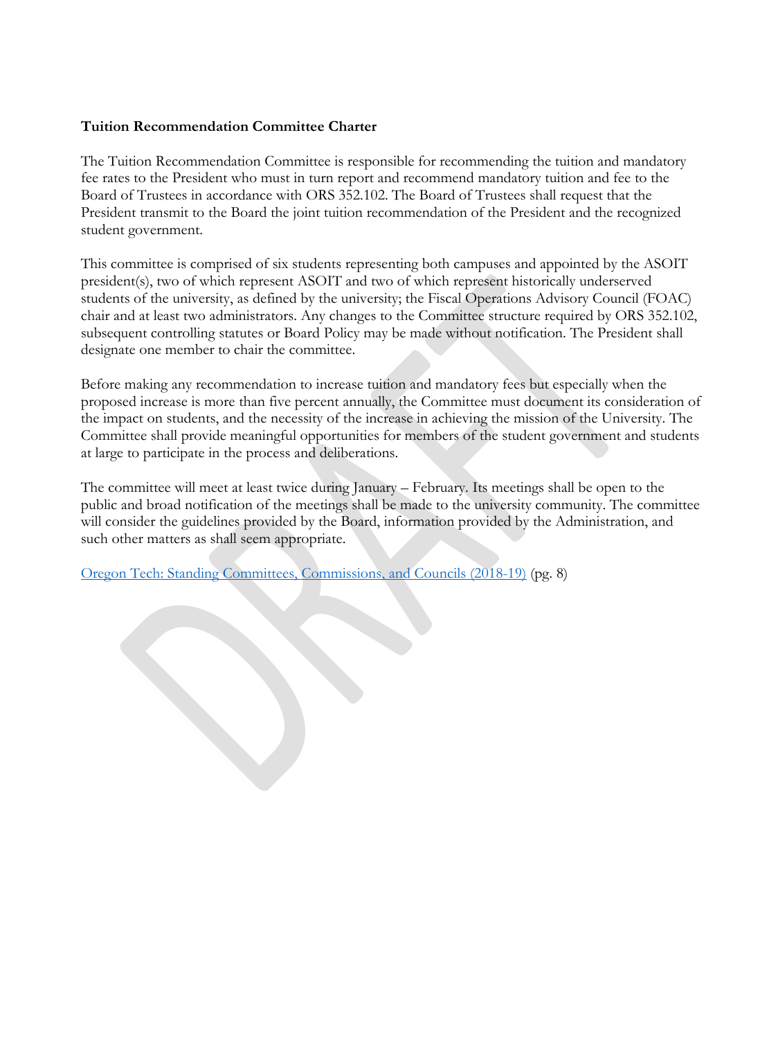**Tuition Recommendation Committee Charter**

The Tuition Recommendation Committee is responsible for recommending the tuition and mandatory fee rates to the President who must in turn report and recommend mandatory tuition and fee to the Board of Trustees in accordance with ORS 352.102. The Board of Trustees shall request that the President transmit to the Board the joint tuition recommendation of the President and the recognized student government.

This committee is comprised of six students representing both campuses and appointed by the ASOIT president(s), two of which represent ASOIT and two of which represent historically underserved students of the university, as defined by the university; the Fiscal Operations Advisory Council (FOAC) chair and at least two administrators. Any changes to the Committee structure required by ORS 352.102, subsequent controlling statutes or Board Policy may be made without notification. The President shall designate one member to chair the committee.

Before making any recommendation to increase tuition and mandatory fees but especially when the proposed increase is more than five percent annually, the Committee must document its consideration of the impact on students, and the necessity of the increase in achieving the mission of the University. The Committee shall provide meaningful opportunities for members of the student government and students at large to participate in the process and deliberations.

The committee will meet at least twice during January – February. Its meetings shall be open to the public and broad notification of the meetings shall be made to the university community. The committee will consider the guidelines provided by the Board, information provided by the Administration, and such other matters as shall seem appropriate.

Oregon Tech: Standing Committees, Commissions, and Councils (2018-19) (pg. 8)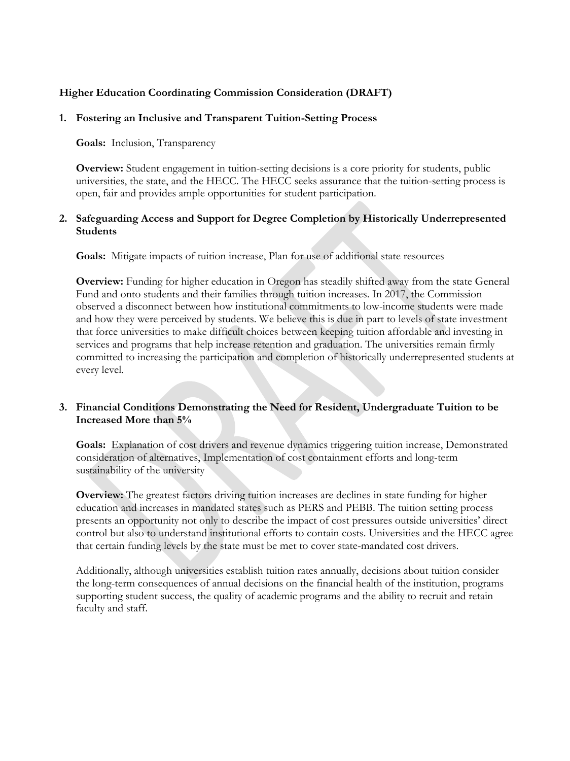**Higher Education Coordinating Commission Consideration (DRAFT)**

1. **Fostering an Inclusive and Transparent Tuition-Setting Process**

   **Goals:** Inclusion, Transparency

   **Overview:** Student engagement in tuition-setting decisions is a core priority for students, public universities, the state, and the HECC. The HECC seeks assurance that the tuition-setting process is open, fair and provides ample opportunities for student participation.

2. **Safeguarding Access and Support for Degree Completion by Historically Underrepresented Students**

   **Goals:** Mitigate impacts of tuition increase, Plan for use of additional state resources

   **Overview:** Funding for higher education in Oregon has steadily shifted away from the state General Fund and onto students and their families through tuition increases. In 2017, the Commission observed a disconnect between how institutional commitments to low-income students were made and how they were perceived by students. We believe this is due in part to levels of state investment that force universities to make difficult choices between keeping tuition affordable and investing in services and programs that help increase retention and graduation. The universities remain firmly committed to increasing the participation and completion of historically underrepresented students at every level.

3. **Financial Conditions Demonstrating the Need for Resident, Undergraduate Tuition to be Increased More than 5%**

   **Goals:** Explanation of cost drivers and revenue dynamics triggering tuition increase, Demonstrated consideration of alternatives, Implementation of cost containment efforts and long-term sustainability of the university

   **Overview:** The greatest factors driving tuition increases are declines in state funding for higher education and increases in mandated states such as PERS and PEBB. The tuition setting process presents an opportunity not only to describe the impact of cost pressures outside universities' direct control but also to understand institutional efforts to contain costs. Universities and the HECC agree that certain funding levels by the state must be met to cover state-mandated cost drivers.

   Additionally, although universities establish tuition rates annually, decisions about tuition consider the long-term consequences of annual decisions on the financial health of the institution, programs supporting student success, the quality of academic programs and the ability to recruit and retain faculty and staff.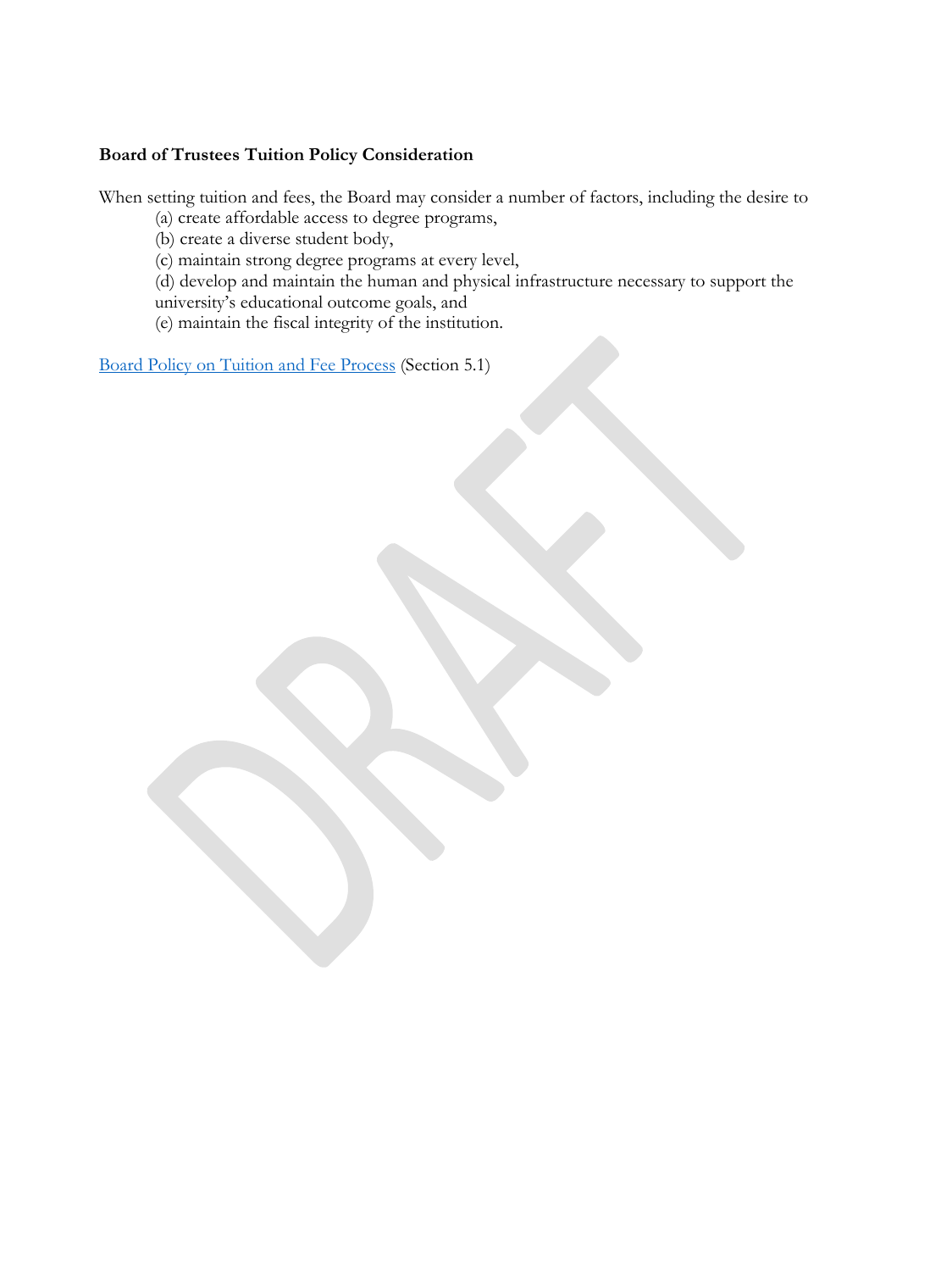**Board of Trustees Tuition Policy Consideration**

When setting tuition and fees, the Board may consider a number of factors, including the desire to

(a) create affordable access to degree programs,
(b) create a diverse student body,
(c) maintain strong degree programs at every level,
(d) develop and maintain the human and physical infrastructure necessary to support the university's educational outcome goals, and
(e) maintain the fiscal integrity of the institution.

Board Policy on Tuition and Fee Process (Section 5.1)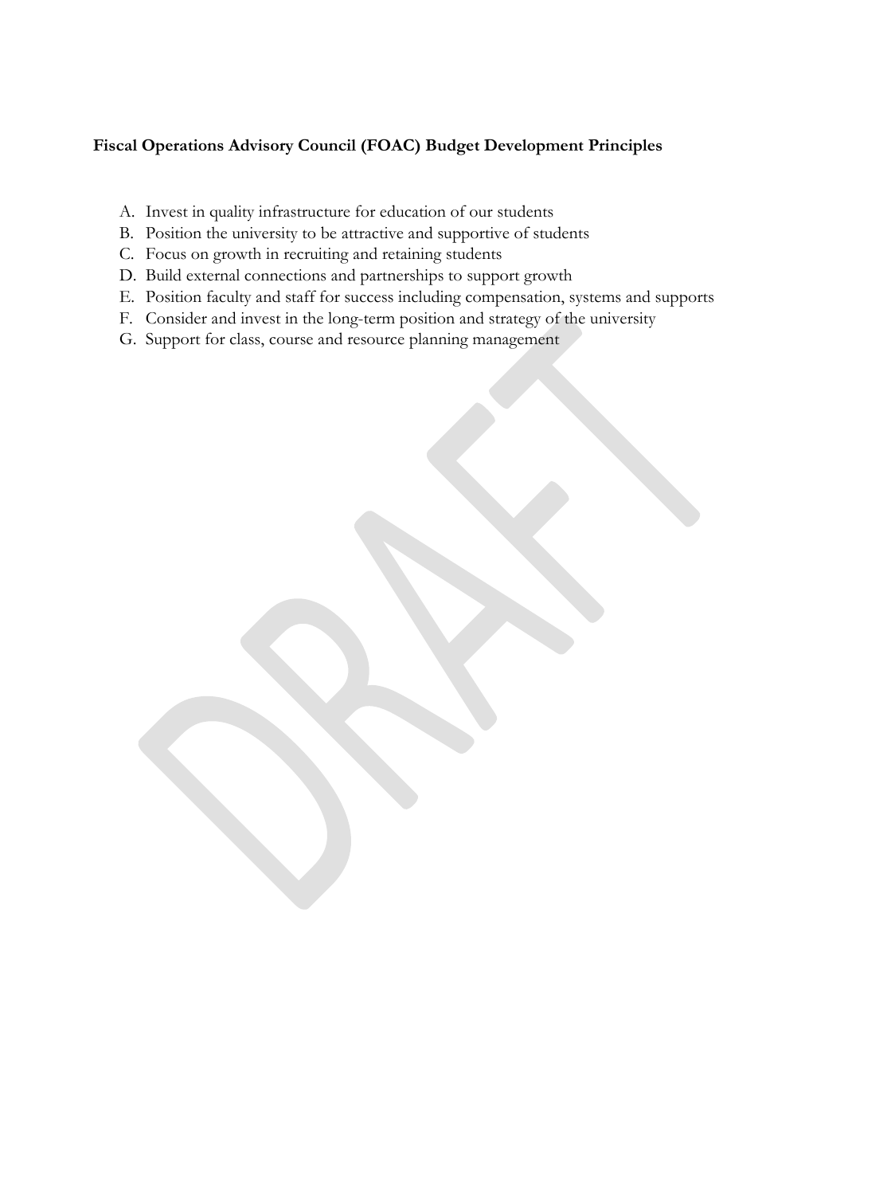**Fiscal Operations Advisory Council (FOAC) Budget Development Principles**

A. Invest in quality infrastructure for education of our students
B. Position the university to be attractive and supportive of students
C. Focus on growth in recruiting and retaining students
D. Build external connections and partnerships to support growth
E. Position faculty and staff for success including compensation, systems and supports
F. Consider and invest in the long-term position and strategy of the university
G. Support for class, course and resource planning management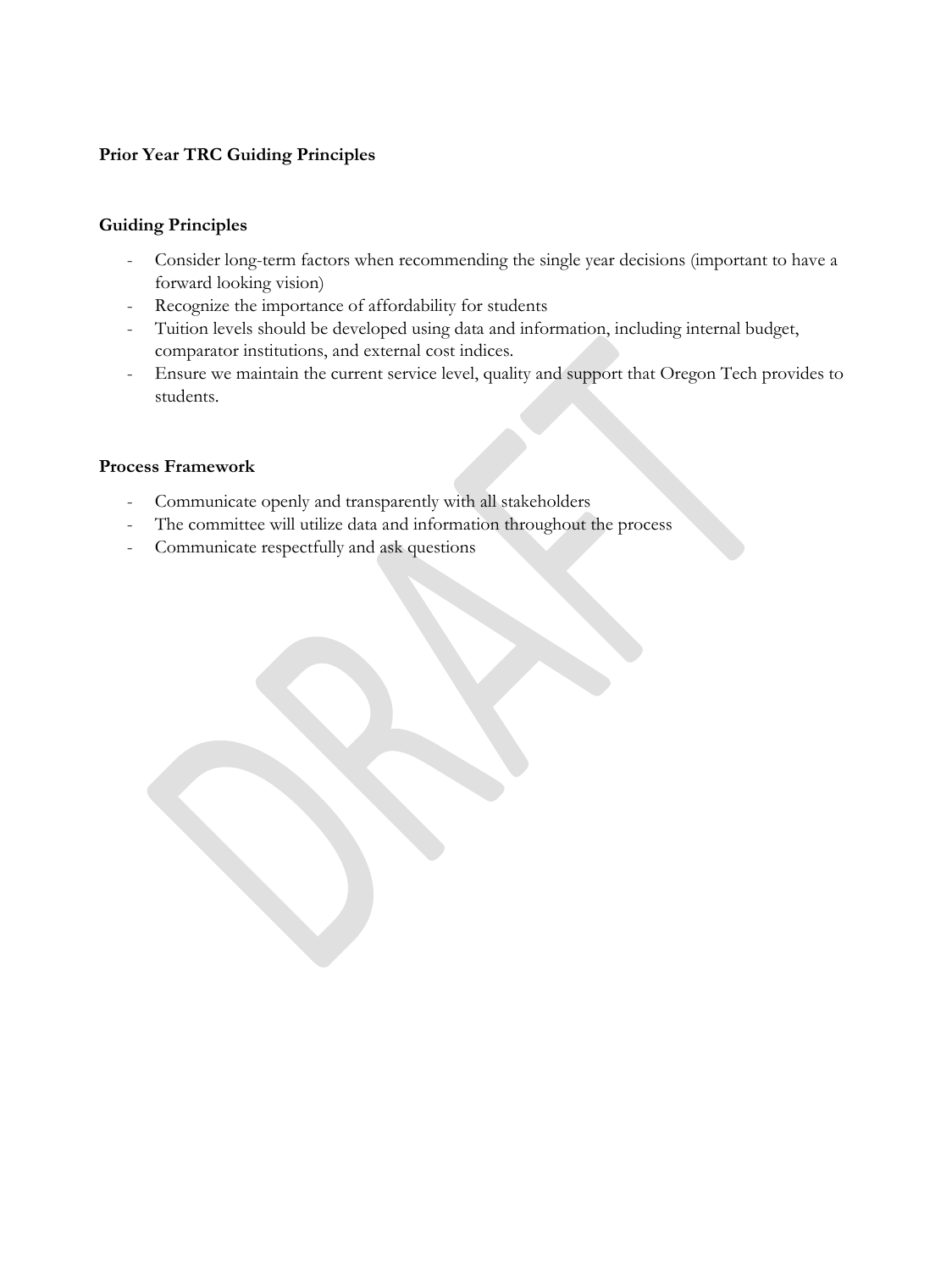**Prior Year TRC Guiding Principles**

**Guiding Principles**

- Consider long-term factors when recommending the single year decisions (important to have a forward looking vision)
- Recognize the importance of affordability for students
- Tuition levels should be developed using data and information, including internal budget, comparator institutions, and external cost indices.
- Ensure we maintain the current service level, quality and support that Oregon Tech provides to students.

**Process Framework**

- Communicate openly and transparently with all stakeholders
- The committee will utilize data and information throughout the process
- Communicate respectfully and ask questions